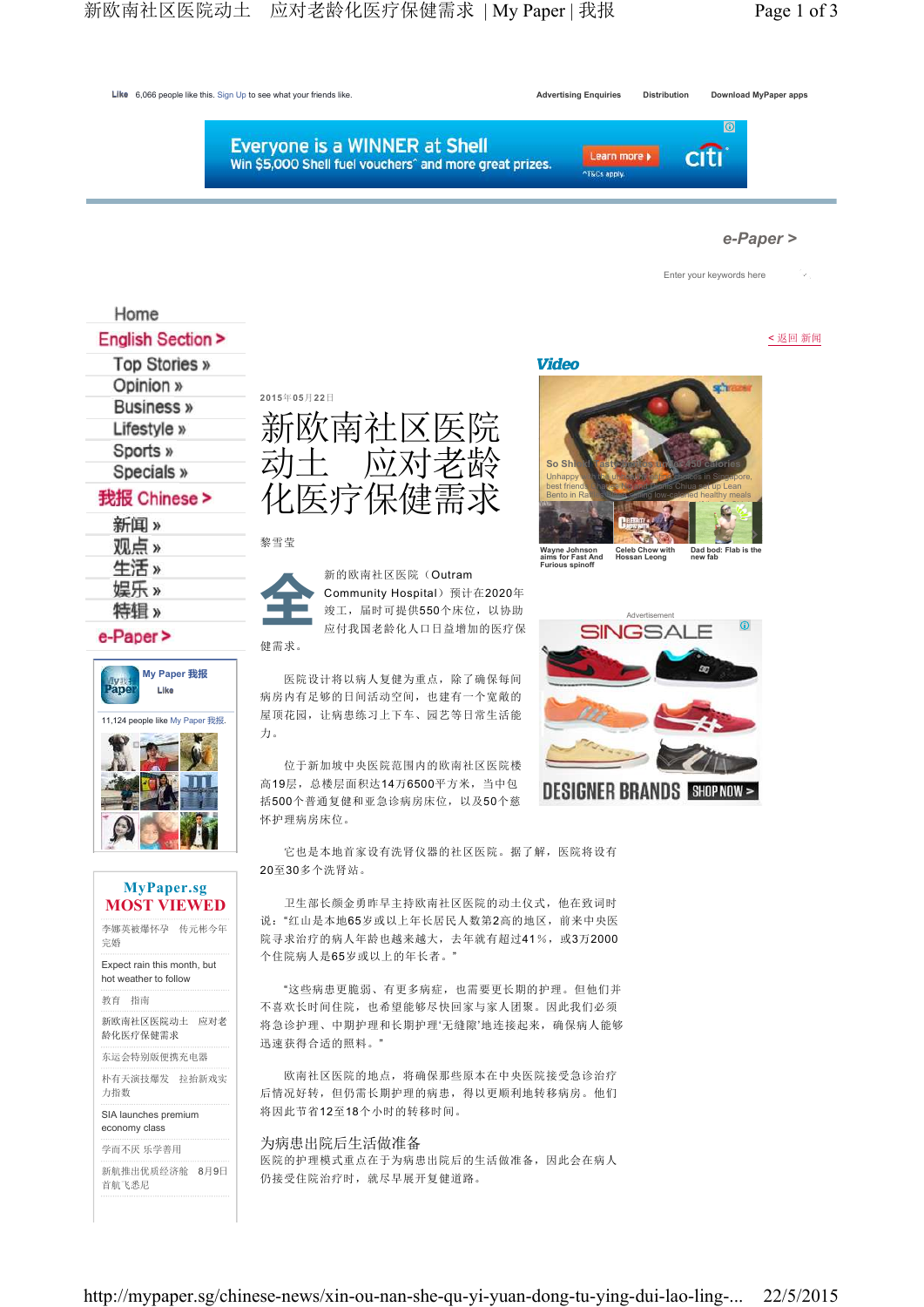2015年05月22日

# 新欧南社区医院动土　应对老龄化医疗保健需求

黎雪滢

全新的欧南社区医院（Outram Community Hospital）预计在2020年竣工，届时可提供550个床位，以协助应付我国老龄化人口日益增加的医疗保健需求。

医院设计将以病人复健为重点，除了确保每间病房内有足够的日间活动空间，也建有一个宽敞的屋顶花园，让病患练习上下车、园艺等日常生活能力。

位于新加坡中央医院范围内的欧南社区医院楼高19层，总楼层面积达14万6500平方米，当中包括500个普通复健和亚急诊病房床位，以及50个慈怀护理病房床位。

它也是本地首家设有洗肾仪器的社区医院。据了解，医院将设有20至30多个洗肾站。

卫生部长颜金勇昨早主持欧南社区医院的动土仪式，他在致词时说："红山是本地65岁或以上年长居民人数第2高的地区，前来中央医院寻求治疗的病人年龄也越来越大，去年就有超过41%，或3万2000个住院病人是65岁或以上的年长者。"

"这些病患更脆弱、有更多病症，也需要更长期的护理。但他们并不喜欢长时间住院，也希望能够尽快回家与家人团聚。因此我们必须将急诊护理、中期护理和长期护理'无缝隙'地连接起来，确保病人能够迅速获得合适的照料。"

欧南社区医院的地点，将确保那些原本在中央医院接受急诊治疗后情况好转，但仍需长期护理的病患，得以更顺利地转移病房。他们将因此节省12至18个小时的转移时间。

## 为病患出院后生活做准备

医院的护理模式重点在于为病患出院后的生活做准备，因此会在病人仍接受住院治疗时，就尽早展开复健道路。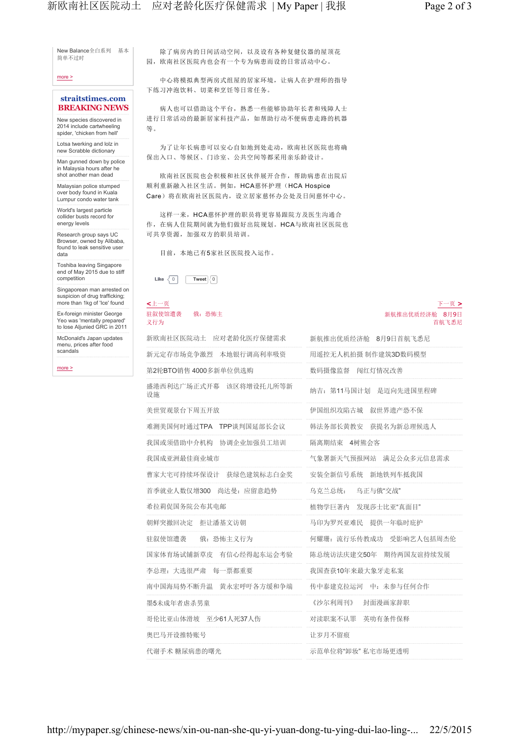New Balance全白系列　基本简单不过时

more >

**straitstimes.com BREAKING NEWS**

- New species discovered in 2014 include cartwheeling spider, 'chicken from hell'
- Lotsa twerking and lolz in new Scrabble dictionary
- Man gunned down by police in Malaysia hours after he shot another man dead
- Malaysian police stumped over body found in Kuala Lumpur condo water tank
- World's largest particle collider busts record for energy levels
- Research group says UC Browser, owned by Alibaba, found to leak sensitive user data
- Toshiba leaving Singapore end of May 2015 due to stiff competition
- Singaporean man arrested on suspicion of drug trafficking; more than 1kg of 'Ice' found
- Ex-foreign minister George Yeo was 'mentally prepared' to lose Aljunied GRC in 2011
- McDonald's Japan updates menu, prices after food scandals

more >

除了病房内的日间活动空间，以及设有各种复健仪器的屋顶花园，欧南社区医院内也会有一个专为病患而设的日常活动中心。

中心将模拟典型两房式组屋的居家环境，让病人在护理师的指导下练习冲泡饮料、切菜和烹饪等日常任务。

病人也可以借助这个平台，熟悉一些能够协助年长者和残障人士进行日常活动的最新居家科技产品，如帮助行动不便病患走路的机器等。

为了让年长病患可以安心自如地到处走动，欧南社区医院也将确保出入口、等候区、门诊室、公共空间等都采用亲乐龄设计。

欧南社区医院也会积极和社区伙伴展开合作，帮助病患在出院后顺利重新融入社区生活。例如，HCA慈怀护理（HCA Hospice Care）将在欧南社区医院内，设立居家慈怀办公处及日间慈怀中心。

这样一来，HCA慈怀护理的职员将更容易跟院方及医生沟通合作，在病人住院期间就为他们做好出院规划。HCA与欧南社区医院也可共享资源，加强双方的职员培训。

目前，本地已有5家社区医院投入运作。

Like 0　Tweet 0

< 上一页　驻叙使馆遭袭　俄：恐怖主义行为

下一页 >　新航推出优质经济舱　8月9日首航飞悉尼

| | |
|---|---|
| 新欧南社区医院动土　应对老龄化医疗保健需求 | 新航推出优质经济舱　8月9日首航飞悉尼 |
| 新元定存市场竞争激烈　本地银行调高利率吸资 | 用遥控无人机拍摄 制作建筑3D数码模型 |
| 第2轮BTO销售 4000多新单位供选购 | 数码摄像监督　闯红灯情况改善 |
| 盛港西利达广场正式开幕　该区将增设托儿所等新设施 | 纳吉：第11马国计划　是迈向先进国里程碑 |
| 美世贸观景台下周五开放 | 伊国组织攻陷古城　叙世界遗产恐不保 |
| 难测美国何时通过TPA　TPP谈判国延部长会议 | 韩法务部长黄教安　获提名为新总理候选人 |
| 我国或须借助中介机构　协调企业加强员工培训 | 隔离期结束　4树熊会客 |
| 我国成亚洲最佳商业城市 | 气象署新天气预报网站　满足公众多元信息需求 |
| 曹家大宅可持续环保设计　获绿色建筑标志白金奖 | 安装全新信号系统　新地铁列车抵我国 |
| 首季就业人数仅增300　尚达曼：应留意趋势 | 乌克兰总统：　乌正与俄"交战" |
| 希拉莉促国务院公布其电邮 | 植物学巨著内　发现莎士比亚"真面目" |
| 朝鲜突撤回决定　拒让潘基文访朝 | 马印为罗兴亚难民　提供一年临时庇护 |
| 驻叙使馆遭袭　俄：恐怖主义行为 | 何耀珊：流行乐传教成功　受影响艺人包括周杰伦 |
| 国家体育场试铺新草皮　有信心经得起东运会考验 | 陈总统访法庆建交50年　期待两国友谊持续发展 |
| 李总理：大选很严肃　每一票都重要 | 我国查获10年来最大象牙走私案 |
| 南中国海局势不断升温　黄永宏呼吁各方缓和争端 | 传中泰建克拉运河　中：未参与任何合作 |
| 墨5未成年者虐杀男童 | 《沙尔利周刊》　封面漫画家辞职 |
| 哥伦比亚山体滑坡　至少61人死37人伤 | 对渎职案不认罪　英叻有条件保释 |
| 奥巴马开设推特账号 | 让岁月不留痕 |
| 代谢手术 糖尿病患的曙光 | 示范单位将"卸妆" 私宅市场更透明 |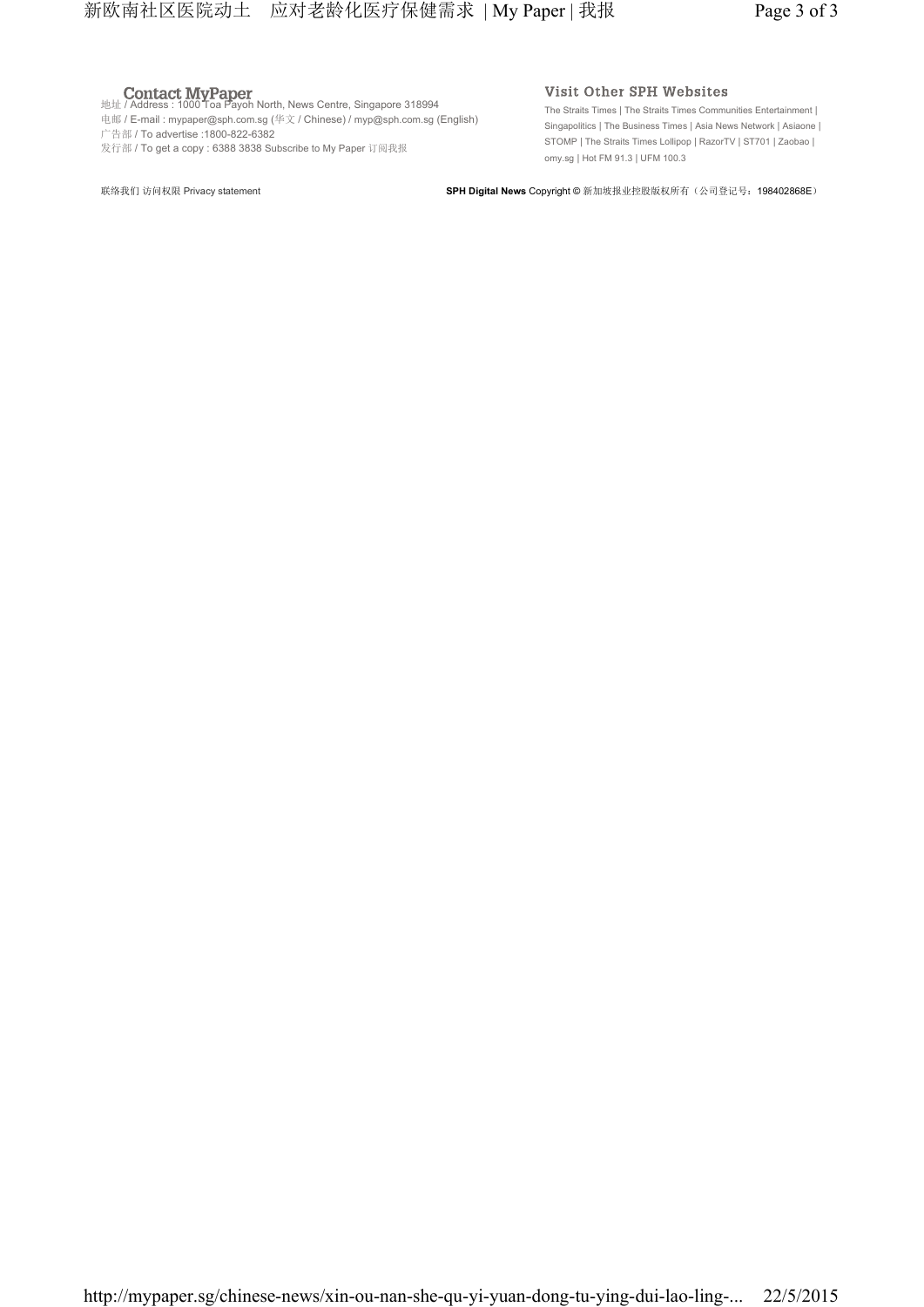## Contact MyPaper

地址 / Address : 1000 Toa Payoh North, News Centre, Singapore 318994
电邮 / E-mail : mypaper@sph.com.sg (华文 / Chinese) / myp@sph.com.sg (English)
广告部 / To advertise :1800-822-6382
发行部 / To get a copy : 6388 3838 Subscribe to My Paper 订阅我报

## Visit Other SPH Websites

The Straits Times | The Straits Times Communities Entertainment | Singapolitics | The Business Times | Asia News Network | Asiaone | STOMP | The Straits Times Lollipop | RazorTV | ST701 | Zaobao | omy.sg | Hot FM 91.3 | UFM 100.3

联络我们 访问权限 Privacy statement

**SPH Digital News** Copyright © 新加坡报业控股版权所有（公司登记号：198402868E）